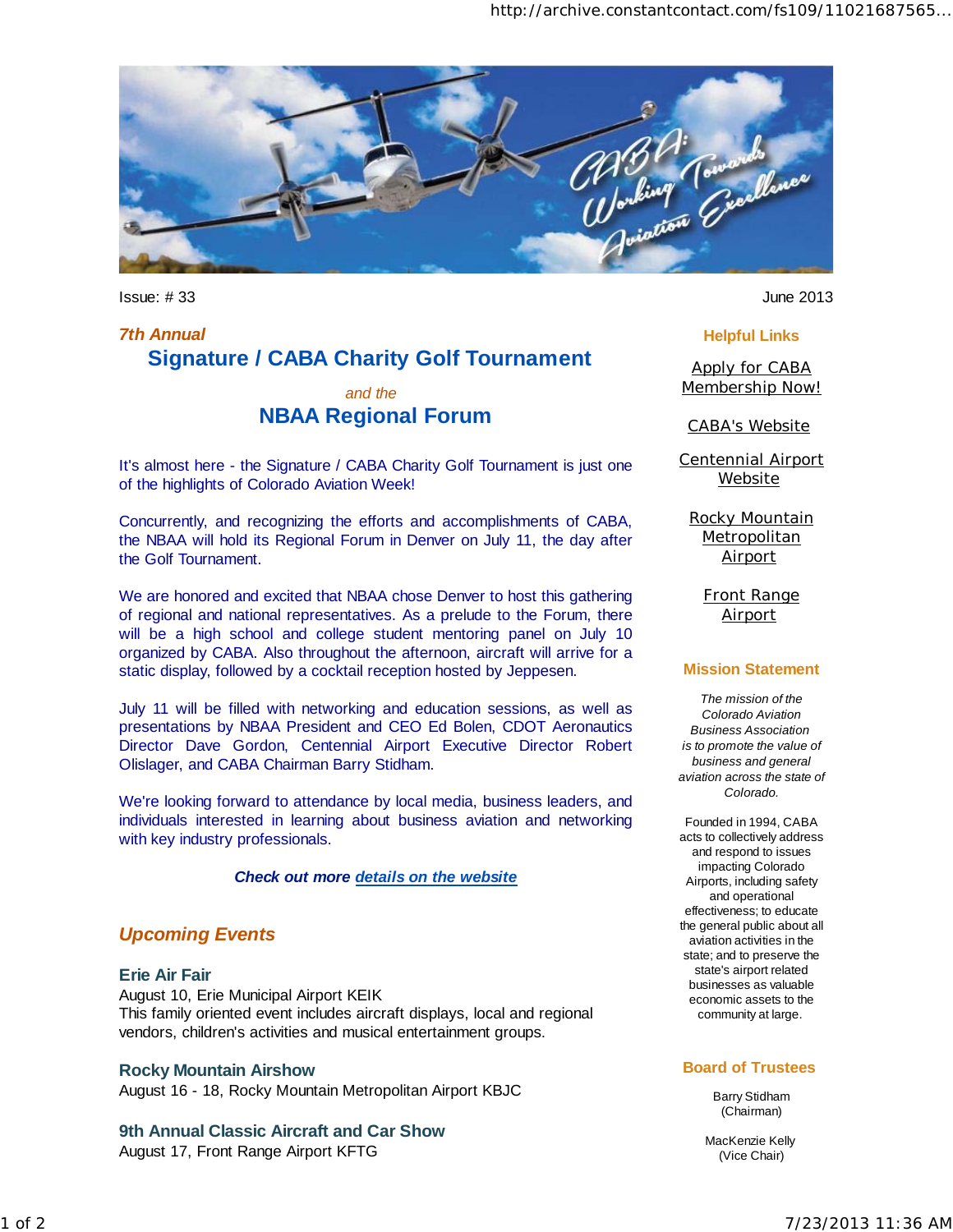Issue: # 33

June 2013

*7th Annual*

## Signature / CABA Charity Golf Tournament

*and the*

## NBAA Regional Forum

It's almost here - the Signature / CABA Charity Golf Tournament is just one of the highlights of Colorado Aviation Week!

Concurrently, and recognizing the efforts and accomplishments of CABA, the NBAA will hold its Regional Forum in Denver on July 11, the day after the Golf Tournament.

We are honored and excited that NBAA chose Denver to host this gathering of regional and national representatives. As a prelude to the Forum, there will be a high school and college student mentoring panel on July 10 organized by CABA. Also throughout the afternoon, aircraft will arrive for a static display, followed by a cocktail reception hosted by Jeppesen.

July 11 will be filled with networking and education sessions, as well as presentations by NBAA President and CEO Ed Bolen, CDOT Aeronautics Director Dave Gordon, Centennial Airport Executive Director Robert Olislager, and CABA Chairman Barry Stidham.

We're looking forward to attendance by local media, business leaders, and individuals interested in learning about business aviation and networking with key industry professionals.

***Check out more details on the website***

## *Upcoming Events*

### Erie Air Fair

August 10, Erie Municipal Airport KEIK
This family oriented event includes aircraft displays, local and regional vendors, children's activities and musical entertainment groups.

### Rocky Mountain Airshow

August 16 - 18, Rocky Mountain Metropolitan Airport KBJC

### 9th Annual Classic Aircraft and Car Show

August 17, Front Range Airport KFTG

---

### Helpful Links

Apply for CABA Membership Now!

CABA's Website

Centennial Airport Website

Rocky Mountain Metropolitan Airport

Front Range Airport

### Mission Statement

*The mission of the Colorado Aviation Business Association is to promote the value of business and general aviation across the state of Colorado.*

Founded in 1994, CABA acts to collectively address and respond to issues impacting Colorado Airports, including safety and operational effectiveness; to educate the general public about all aviation activities in the state; and to preserve the state's airport related businesses as valuable economic assets to the community at large.

### Board of Trustees

Barry Stidham
(Chairman)

MacKenzie Kelly
(Vice Chair)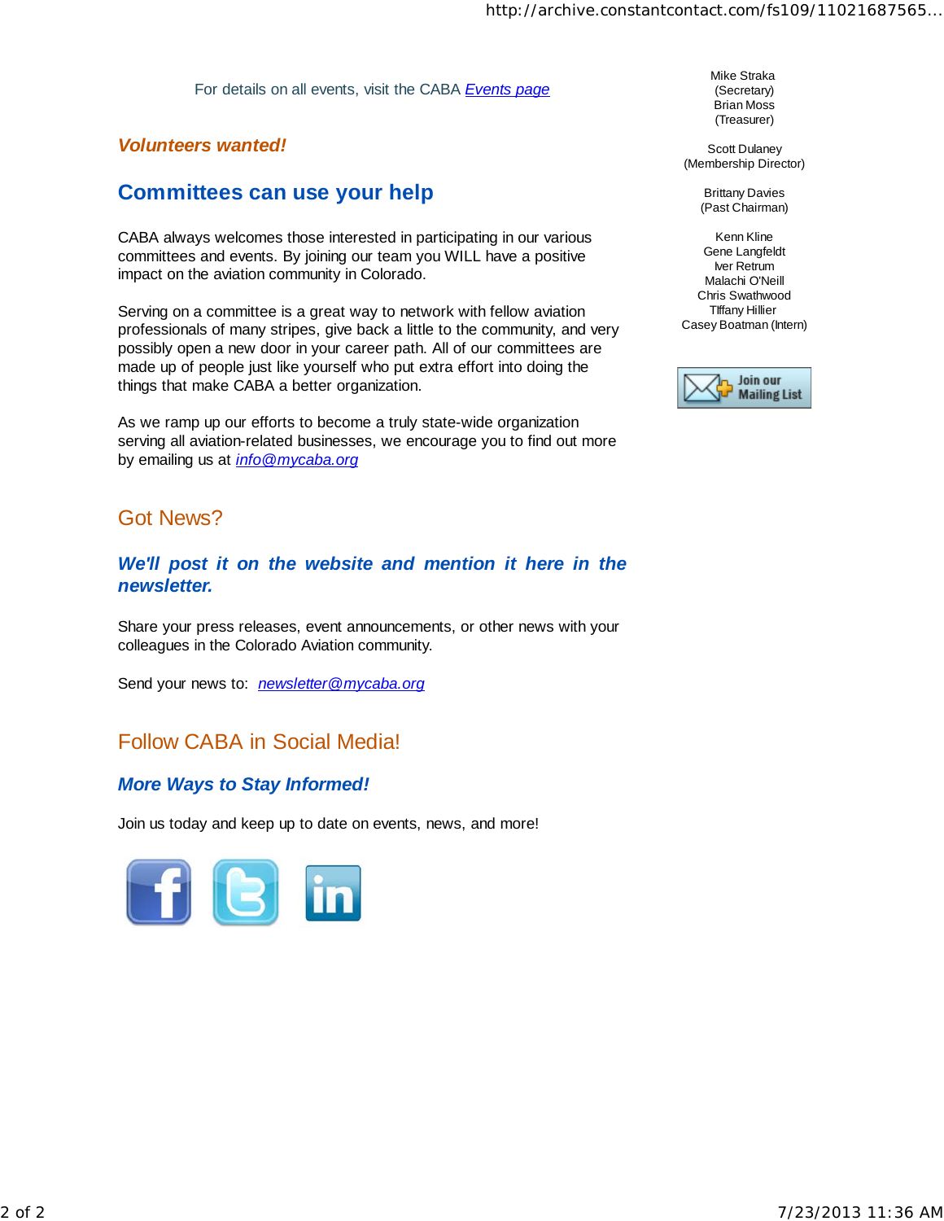For details on all events, visit the CABA [Events page]

***Volunteers wanted!***

## Committees can use your help

CABA always welcomes those interested in participating in our various committees and events. By joining our team you WILL have a positive impact on the aviation community in Colorado.

Serving on a committee is a great way to network with fellow aviation professionals of many stripes, give back a little to the community, and very possibly open a new door in your career path. All of our committees are made up of people just like yourself who put extra effort into doing the things that make CABA a better organization.

As we ramp up our efforts to become a truly state-wide organization serving all aviation-related businesses, we encourage you to find out more by emailing us at *info@mycaba.org*

## Got News?

***We'll post it on the website and mention it here in the newsletter.***

Share your press releases, event announcements, or other news with your colleagues in the Colorado Aviation community.

Send your news to: *newsletter@mycaba.org*

## Follow CABA in Social Media!

***More Ways to Stay Informed!***

Join us today and keep up to date on events, news, and more!

Mike Straka
(Secretary)
Brian Moss
(Treasurer)

Scott Dulaney
(Membership Director)

Brittany Davies
(Past Chairman)

Kenn Kline
Gene Langfeldt
Iver Retrum
Malachi O'Neill
Chris Swathwood
Tiffany Hillier
Casey Boatman (Intern)

Join our Mailing List